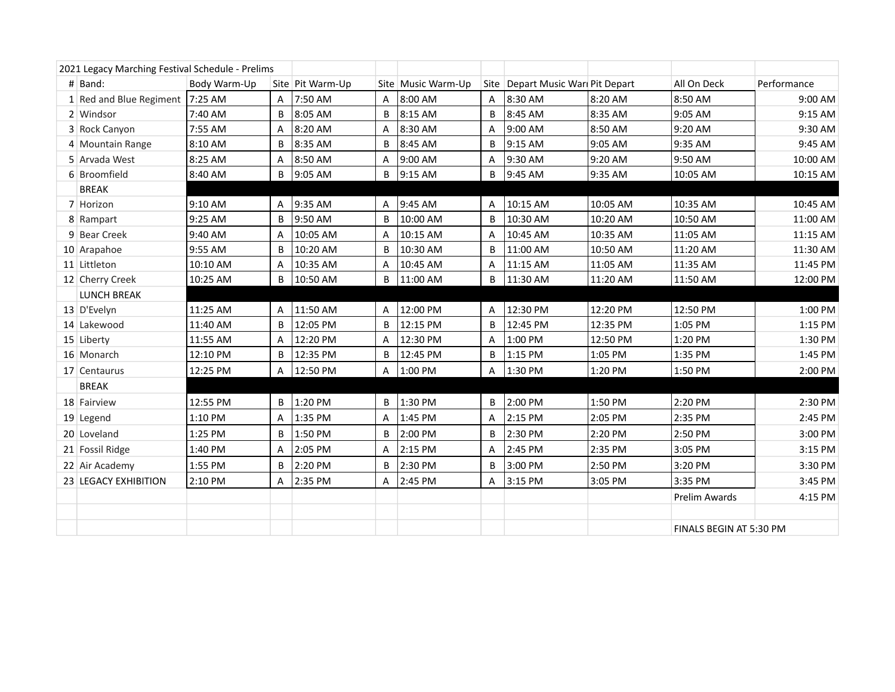2021 Legacy Marching Festival Schedule - Prelims

| # | Band: | Body Warm-Up | Site | Pit Warm-Up | Site | Music Warm-Up | Site | Depart Music Warı | Pit Depart | All On Deck | Performance |
|---|---|---|---|---|---|---|---|---|---|---|---|
| 1 | Red and Blue Regiment | 7:25 AM | A | 7:50 AM | A | 8:00 AM | A | 8:30 AM | 8:20 AM | 8:50 AM | 9:00 AM |
| 2 | Windsor | 7:40 AM | B | 8:05 AM | B | 8:15 AM | B | 8:45 AM | 8:35 AM | 9:05 AM | 9:15 AM |
| 3 | Rock Canyon | 7:55 AM | A | 8:20 AM | A | 8:30 AM | A | 9:00 AM | 8:50 AM | 9:20 AM | 9:30 AM |
| 4 | Mountain Range | 8:10 AM | B | 8:35 AM | B | 8:45 AM | B | 9:15 AM | 9:05 AM | 9:35 AM | 9:45 AM |
| 5 | Arvada West | 8:25 AM | A | 8:50 AM | A | 9:00 AM | A | 9:30 AM | 9:20 AM | 9:50 AM | 10:00 AM |
| 6 | Broomfield | 8:40 AM | B | 9:05 AM | B | 9:15 AM | B | 9:45 AM | 9:35 AM | 10:05 AM | 10:15 AM |
| | BREAK | | | | | | | | | | |
| 7 | Horizon | 9:10 AM | A | 9:35 AM | A | 9:45 AM | A | 10:15 AM | 10:05 AM | 10:35 AM | 10:45 AM |
| 8 | Rampart | 9:25 AM | B | 9:50 AM | B | 10:00 AM | B | 10:30 AM | 10:20 AM | 10:50 AM | 11:00 AM |
| 9 | Bear Creek | 9:40 AM | A | 10:05 AM | A | 10:15 AM | A | 10:45 AM | 10:35 AM | 11:05 AM | 11:15 AM |
| 10 | Arapahoe | 9:55 AM | B | 10:20 AM | B | 10:30 AM | B | 11:00 AM | 10:50 AM | 11:20 AM | 11:30 AM |
| 11 | Littleton | 10:10 AM | A | 10:35 AM | A | 10:45 AM | A | 11:15 AM | 11:05 AM | 11:35 AM | 11:45 PM |
| 12 | Cherry Creek | 10:25 AM | B | 10:50 AM | B | 11:00 AM | B | 11:30 AM | 11:20 AM | 11:50 AM | 12:00 PM |
| | LUNCH BREAK | | | | | | | | | | |
| 13 | D'Evelyn | 11:25 AM | A | 11:50 AM | A | 12:00 PM | A | 12:30 PM | 12:20 PM | 12:50 PM | 1:00 PM |
| 14 | Lakewood | 11:40 AM | B | 12:05 PM | B | 12:15 PM | B | 12:45 PM | 12:35 PM | 1:05 PM | 1:15 PM |
| 15 | Liberty | 11:55 AM | A | 12:20 PM | A | 12:30 PM | A | 1:00 PM | 12:50 PM | 1:20 PM | 1:30 PM |
| 16 | Monarch | 12:10 PM | B | 12:35 PM | B | 12:45 PM | B | 1:15 PM | 1:05 PM | 1:35 PM | 1:45 PM |
| 17 | Centaurus | 12:25 PM | A | 12:50 PM | A | 1:00 PM | A | 1:30 PM | 1:20 PM | 1:50 PM | 2:00 PM |
| | BREAK | | | | | | | | | | |
| 18 | Fairview | 12:55 PM | B | 1:20 PM | B | 1:30 PM | B | 2:00 PM | 1:50 PM | 2:20 PM | 2:30 PM |
| 19 | Legend | 1:10 PM | A | 1:35 PM | A | 1:45 PM | A | 2:15 PM | 2:05 PM | 2:35 PM | 2:45 PM |
| 20 | Loveland | 1:25 PM | B | 1:50 PM | B | 2:00 PM | B | 2:30 PM | 2:20 PM | 2:50 PM | 3:00 PM |
| 21 | Fossil Ridge | 1:40 PM | A | 2:05 PM | A | 2:15 PM | A | 2:45 PM | 2:35 PM | 3:05 PM | 3:15 PM |
| 22 | Air Academy | 1:55 PM | B | 2:20 PM | B | 2:30 PM | B | 3:00 PM | 2:50 PM | 3:20 PM | 3:30 PM |
| 23 | LEGACY EXHIBITION | 2:10 PM | A | 2:35 PM | A | 2:45 PM | A | 3:15 PM | 3:05 PM | 3:35 PM | 3:45 PM |
| | | | | | | | | | | Prelim Awards | 4:15 PM |
| | | | | | | | | | | | |
| | | | | | | | | | | FINALS BEGIN AT 5:30 PM | |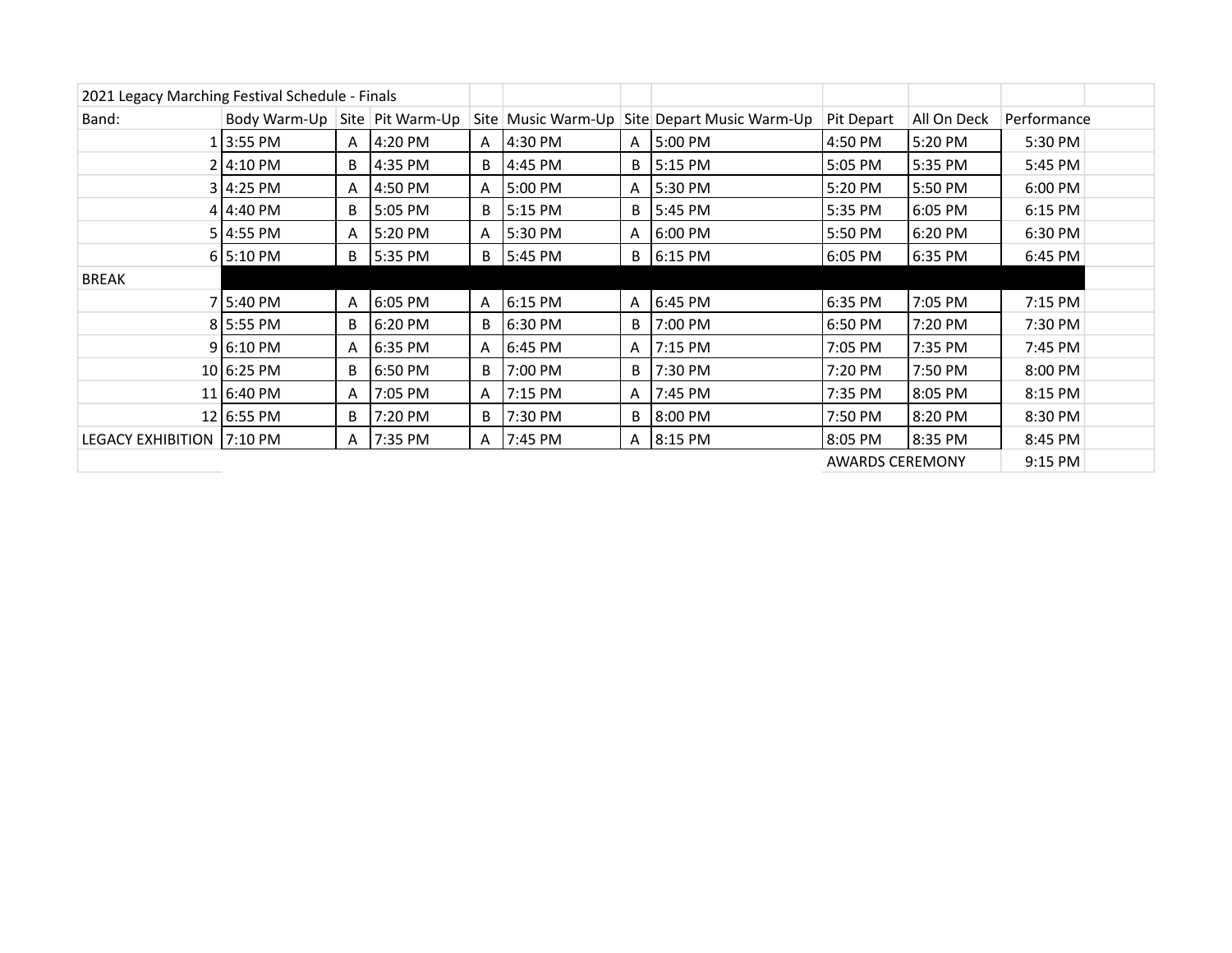| 2021 Legacy Marching Festival Schedule - Finals | | | | | | | | | | |
|---|---|---|---|---|---|---|---|---|---|---|
| Band: | Body Warm-Up | Site | Pit Warm-Up | Site | Music Warm-Up | Site | Depart Music Warm-Up | Pit Depart | All On Deck | Performance |
| 1 | 3:55 PM | A | 4:20 PM | A | 4:30 PM | A | 5:00 PM | 4:50 PM | 5:20 PM | 5:30 PM |
| 2 | 4:10 PM | B | 4:35 PM | B | 4:45 PM | B | 5:15 PM | 5:05 PM | 5:35 PM | 5:45 PM |
| 3 | 4:25 PM | A | 4:50 PM | A | 5:00 PM | A | 5:30 PM | 5:20 PM | 5:50 PM | 6:00 PM |
| 4 | 4:40 PM | B | 5:05 PM | B | 5:15 PM | B | 5:45 PM | 5:35 PM | 6:05 PM | 6:15 PM |
| 5 | 4:55 PM | A | 5:20 PM | A | 5:30 PM | A | 6:00 PM | 5:50 PM | 6:20 PM | 6:30 PM |
| 6 | 5:10 PM | B | 5:35 PM | B | 5:45 PM | B | 6:15 PM | 6:05 PM | 6:35 PM | 6:45 PM |
| BREAK | | | | | | | | | | |
| 7 | 5:40 PM | A | 6:05 PM | A | 6:15 PM | A | 6:45 PM | 6:35 PM | 7:05 PM | 7:15 PM |
| 8 | 5:55 PM | B | 6:20 PM | B | 6:30 PM | B | 7:00 PM | 6:50 PM | 7:20 PM | 7:30 PM |
| 9 | 6:10 PM | A | 6:35 PM | A | 6:45 PM | A | 7:15 PM | 7:05 PM | 7:35 PM | 7:45 PM |
| 10 | 6:25 PM | B | 6:50 PM | B | 7:00 PM | B | 7:30 PM | 7:20 PM | 7:50 PM | 8:00 PM |
| 11 | 6:40 PM | A | 7:05 PM | A | 7:15 PM | A | 7:45 PM | 7:35 PM | 8:05 PM | 8:15 PM |
| 12 | 6:55 PM | B | 7:20 PM | B | 7:30 PM | B | 8:00 PM | 7:50 PM | 8:20 PM | 8:30 PM |
| LEGACY EXHIBITION | 7:10 PM | A | 7:35 PM | A | 7:45 PM | A | 8:15 PM | 8:05 PM | 8:35 PM | 8:45 PM |
| | | | | | | | | AWARDS CEREMONY | | 9:15 PM |